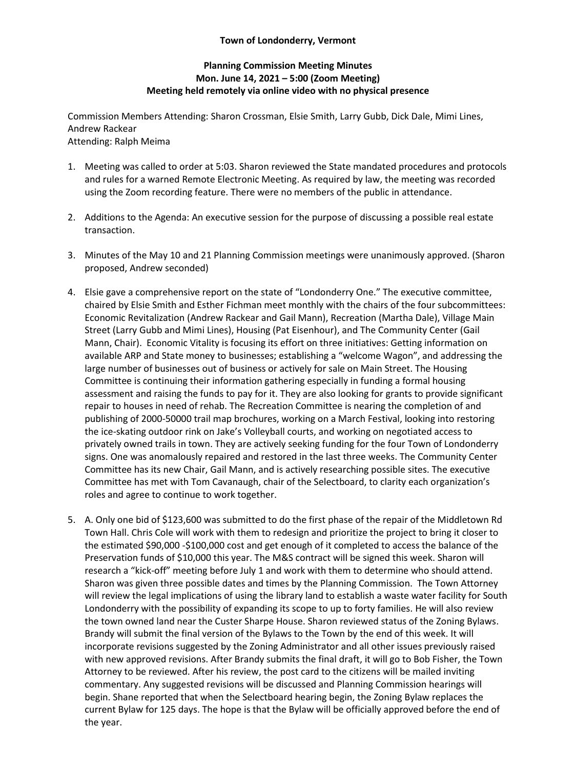**Town of Londonderry, Vermont**

**Planning Commission Meeting Minutes**
**Mon. June 14, 2021 – 5:00 (Zoom Meeting)**
**Meeting held remotely via online video with no physical presence**

Commission Members Attending: Sharon Crossman, Elsie Smith, Larry Gubb, Dick Dale, Mimi Lines, Andrew Rackear
Attending: Ralph Meima

1. Meeting was called to order at 5:03. Sharon reviewed the State mandated procedures and protocols and rules for a warned Remote Electronic Meeting. As required by law, the meeting was recorded using the Zoom recording feature. There were no members of the public in attendance.

2. Additions to the Agenda: An executive session for the purpose of discussing a possible real estate transaction.

3. Minutes of the May 10 and 21 Planning Commission meetings were unanimously approved. (Sharon proposed, Andrew seconded)

4. Elsie gave a comprehensive report on the state of "Londonderry One." The executive committee, chaired by Elsie Smith and Esther Fichman meet monthly with the chairs of the four subcommittees: Economic Revitalization (Andrew Rackear and Gail Mann), Recreation (Martha Dale), Village Main Street (Larry Gubb and Mimi Lines), Housing (Pat Eisenhour), and The Community Center (Gail Mann, Chair). Economic Vitality is focusing its effort on three initiatives: Getting information on available ARP and State money to businesses; establishing a "welcome Wagon", and addressing the large number of businesses out of business or actively for sale on Main Street. The Housing Committee is continuing their information gathering especially in funding a formal housing assessment and raising the funds to pay for it. They are also looking for grants to provide significant repair to houses in need of rehab. The Recreation Committee is nearing the completion of and publishing of 2000-50000 trail map brochures, working on a March Festival, looking into restoring the ice-skating outdoor rink on Jake's Volleyball courts, and working on negotiated access to privately owned trails in town. They are actively seeking funding for the four Town of Londonderry signs. One was anomalously repaired and restored in the last three weeks. The Community Center Committee has its new Chair, Gail Mann, and is actively researching possible sites. The executive Committee has met with Tom Cavanaugh, chair of the Selectboard, to clarity each organization's roles and agree to continue to work together.

5. A. Only one bid of $123,600 was submitted to do the first phase of the repair of the Middletown Rd Town Hall. Chris Cole will work with them to redesign and prioritize the project to bring it closer to the estimated $90,000 -$100,000 cost and get enough of it completed to access the balance of the Preservation funds of $10,000 this year. The M&S contract will be signed this week. Sharon will research a "kick-off" meeting before July 1 and work with them to determine who should attend. Sharon was given three possible dates and times by the Planning Commission. The Town Attorney will review the legal implications of using the library land to establish a waste water facility for South Londonderry with the possibility of expanding its scope to up to forty families. He will also review the town owned land near the Custer Sharpe House. Sharon reviewed status of the Zoning Bylaws. Brandy will submit the final version of the Bylaws to the Town by the end of this week. It will incorporate revisions suggested by the Zoning Administrator and all other issues previously raised with new approved revisions. After Brandy submits the final draft, it will go to Bob Fisher, the Town Attorney to be reviewed. After his review, the post card to the citizens will be mailed inviting commentary. Any suggested revisions will be discussed and Planning Commission hearings will begin. Shane reported that when the Selectboard hearing begin, the Zoning Bylaw replaces the current Bylaw for 125 days. The hope is that the Bylaw will be officially approved before the end of the year.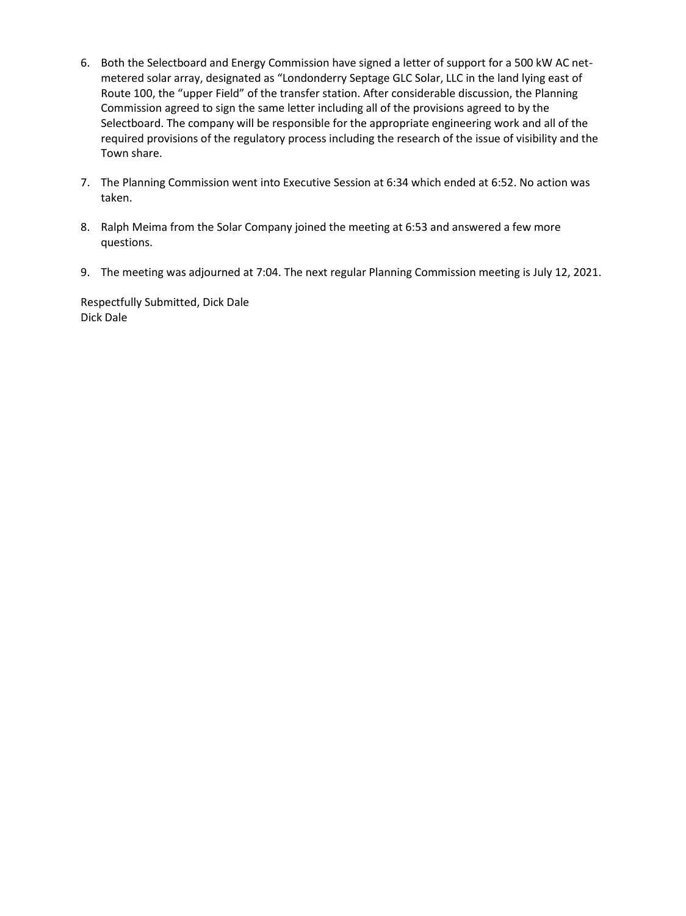6. Both the Selectboard and Energy Commission have signed a letter of support for a 500 kW AC net-metered solar array, designated as "Londonderry Septage GLC Solar, LLC in the land lying east of Route 100, the "upper Field" of the transfer station. After considerable discussion, the Planning Commission agreed to sign the same letter including all of the provisions agreed to by the Selectboard. The company will be responsible for the appropriate engineering work and all of the required provisions of the regulatory process including the research of the issue of visibility and the Town share.

7. The Planning Commission went into Executive Session at 6:34 which ended at 6:52. No action was taken.

8. Ralph Meima from the Solar Company joined the meeting at 6:53 and answered a few more questions.

9. The meeting was adjourned at 7:04. The next regular Planning Commission meeting is July 12, 2021.

Respectfully Submitted, Dick Dale
Dick Dale